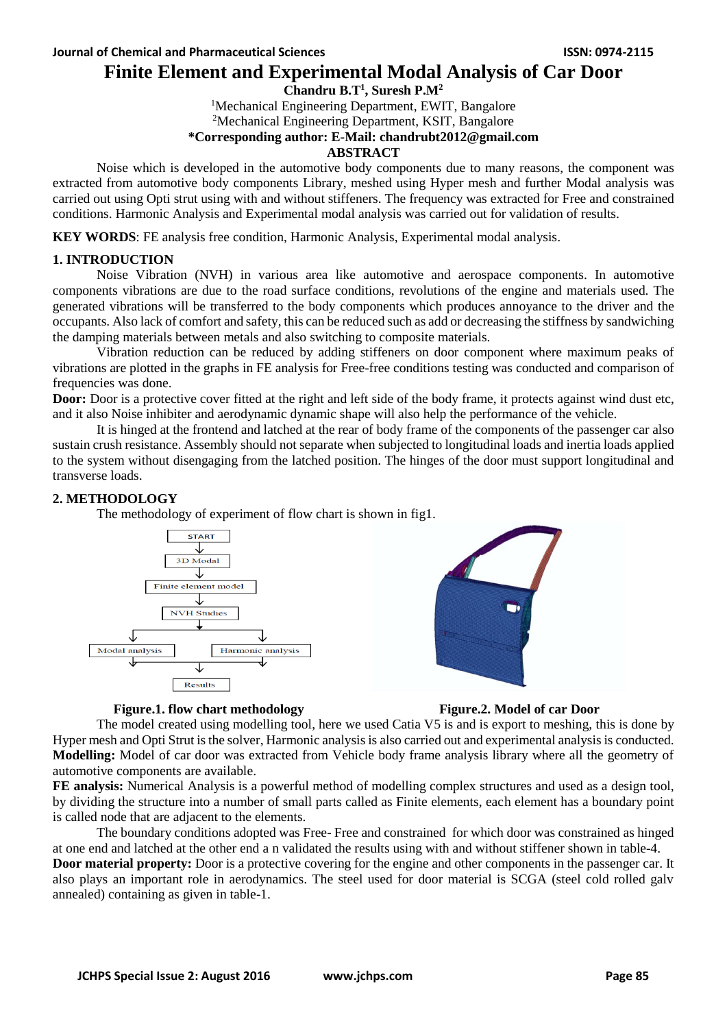# Finite Element and Experimental Modal Analysis of Car Door

**Chandru B.T[1], Suresh P.M[2]**

[1]Mechanical Engineering Department, EWIT, Bangalore

[2]Mechanical Engineering Department, KSIT, Bangalore

**\*Corresponding author: E-Mail: chandrubt2012@gmail.com**

## ABSTRACT

Noise which is developed in the automotive body components due to many reasons, the component was extracted from automotive body components Library, meshed using Hyper mesh and further Modal analysis was carried out using Opti strut using with and without stiffeners. The frequency was extracted for Free and constrained conditions. Harmonic Analysis and Experimental modal analysis was carried out for validation of results.

**KEY WORDS**: FE analysis free condition, Harmonic Analysis, Experimental modal analysis.

## 1. INTRODUCTION

Noise Vibration (NVH) in various area like automotive and aerospace components. In automotive components vibrations are due to the road surface conditions, revolutions of the engine and materials used. The generated vibrations will be transferred to the body components which produces annoyance to the driver and the occupants. Also lack of comfort and safety, this can be reduced such as add or decreasing the stiffness by sandwiching the damping materials between metals and also switching to composite materials.

Vibration reduction can be reduced by adding stiffeners on door component where maximum peaks of vibrations are plotted in the graphs in FE analysis for Free-free conditions testing was conducted and comparison of frequencies was done.

**Door:** Door is a protective cover fitted at the right and left side of the body frame, it protects against wind dust etc, and it also Noise inhibiter and aerodynamic dynamic shape will also help the performance of the vehicle.

It is hinged at the frontend and latched at the rear of body frame of the components of the passenger car also sustain crush resistance. Assembly should not separate when subjected to longitudinal loads and inertia loads applied to the system without disengaging from the latched position. The hinges of the door must support longitudinal and transverse loads.

## 2. METHODOLOGY

The methodology of experiment of flow chart is shown in fig1.

START → 3D Modal → Finite element model → NVH Studies → Modal analysis / Harmonic analysis → Results

**Figure.1. flow chart methodology**

**Figure.2. Model of car Door**

The model created using modelling tool, here we used Catia V5 is and is export to meshing, this is done by Hyper mesh and Opti Strut is the solver, Harmonic analysis is also carried out and experimental analysis is conducted.

**Modelling:** Model of car door was extracted from Vehicle body frame analysis library where all the geometry of automotive components are available.

**FE analysis:** Numerical Analysis is a powerful method of modelling complex structures and used as a design tool, by dividing the structure into a number of small parts called as Finite elements, each element has a boundary point is called node that are adjacent to the elements.

The boundary conditions adopted was Free- Free and constrained for which door was constrained as hinged at one end and latched at the other end a n validated the results using with and without stiffener shown in table-4.

**Door material property:** Door is a protective covering for the engine and other components in the passenger car. It also plays an important role in aerodynamics. The steel used for door material is SCGA (steel cold rolled galv annealed) containing as given in table-1.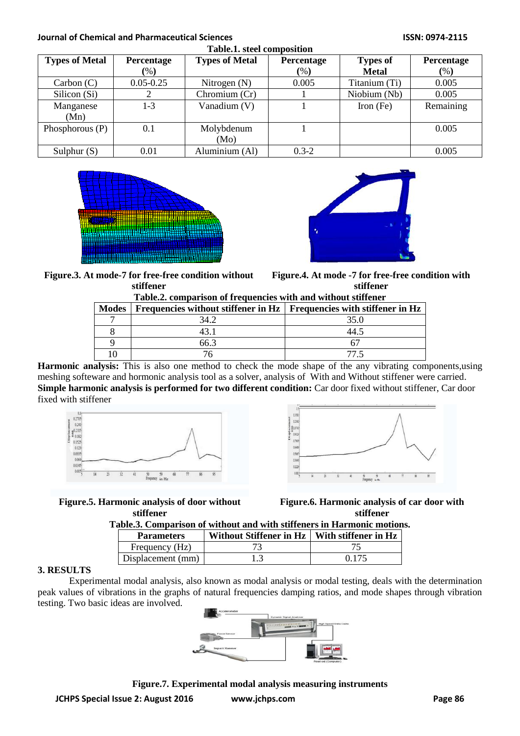**Table.1. steel composition**

| Types of Metal | Percentage (%) | Types of Metal | Percentage (%) | Types of Metal | Percentage (%) |
|---|---|---|---|---|---|
| Carbon (C) | 0.05-0.25 | Nitrogen (N) | 0.005 | Titanium (Ti) | 0.005 |
| Silicon (Si) | 2 | Chromium (Cr) | 1 | Niobium (Nb) | 0.005 |
| Manganese (Mn) | 1-3 | Vanadium (V) | 1 | Iron (Fe) | Remaining |
| Phosphorous (P) | 0.1 | Molybdenum (Mo) | 1 | | 0.005 |
| Sulphur (S) | 0.01 | Aluminium (Al) | 0.3-2 | | 0.005 |

**Figure.3. At mode-7 for free-free condition without stiffener**

**Figure.4. At mode -7 for free-free condition with stiffener**

**Table.2. comparison of frequencies with and without stiffener**

| Modes | Frequencies without stiffener in Hz | Frequencies with stiffener in Hz |
|---|---|---|
| 7 | 34.2 | 35.0 |
| 8 | 43.1 | 44.5 |
| 9 | 66.3 | 67 |
| 10 | 76 | 77.5 |

**Harmonic analysis:** This is also one method to check the mode shape of the any vibrating components,using meshing softeware and hormonic analysis tool as a solver, analysis of With and Without stiffener were carried.

**Simple harmonic analysis is performed for two different condition:** Car door fixed without stiffener, Car door fixed with stiffener

**Figure.5. Harmonic analysis of door without stiffener**

**Figure.6. Harmonic analysis of car door with stiffener**

**Table.3. Comparison of without and with stiffeners in Harmonic motions.**

| Parameters | Without Stiffener in Hz | With stiffener in Hz |
|---|---|---|
| Frequency (Hz) | 73 | 75 |
| Displacement (mm) | 1.3 | 0.175 |

## 3. RESULTS

Experimental modal analysis, also known as modal analysis or modal testing, deals with the determination peak values of vibrations in the graphs of natural frequencies damping ratios, and mode shapes through vibration testing. Two basic ideas are involved.

**Figure.7. Experimental modal analysis measuring instruments**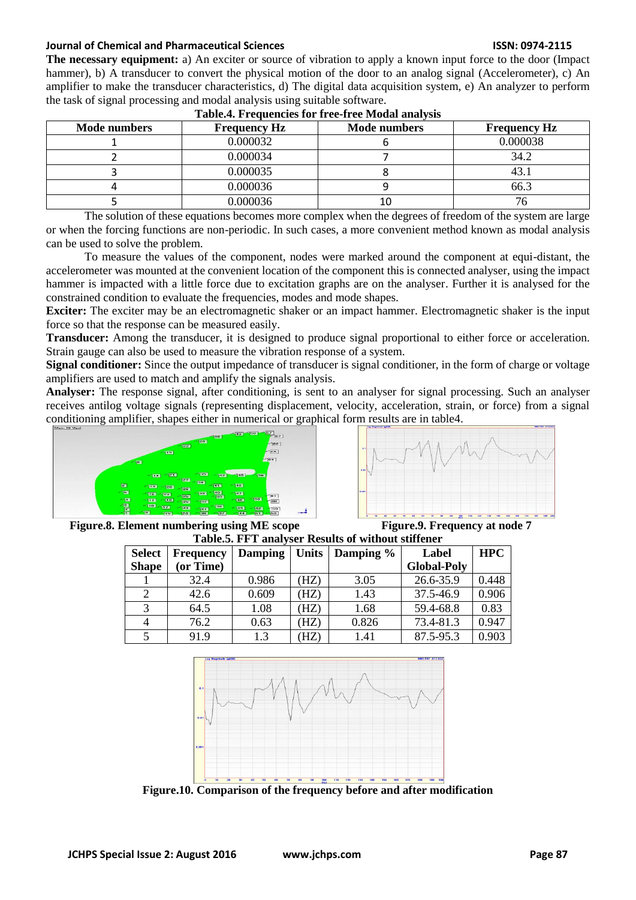**The necessary equipment:** a) An exciter or source of vibration to apply a known input force to the door (Impact hammer), b) A transducer to convert the physical motion of the door to an analog signal (Accelerometer), c) An amplifier to make the transducer characteristics, d) The digital data acquisition system, e) An analyzer to perform the task of signal processing and modal analysis using suitable software.

**Table.4. Frequencies for free-free Modal analysis**

| Mode numbers | Frequency Hz | Mode numbers | Frequency Hz |
|---|---|---|---|
| 1 | 0.000032 | 6 | 0.000038 |
| 2 | 0.000034 | 7 | 34.2 |
| 3 | 0.000035 | 8 | 43.1 |
| 4 | 0.000036 | 9 | 66.3 |
| 5 | 0.000036 | 10 | 76 |

The solution of these equations becomes more complex when the degrees of freedom of the system are large or when the forcing functions are non-periodic. In such cases, a more convenient method known as modal analysis can be used to solve the problem.

To measure the values of the component, nodes were marked around the component at equi-distant, the accelerometer was mounted at the convenient location of the component this is connected analyser, using the impact hammer is impacted with a little force due to excitation graphs are on the analyser. Further it is analysed for the constrained condition to evaluate the frequencies, modes and mode shapes.

**Exciter:** The exciter may be an electromagnetic shaker or an impact hammer. Electromagnetic shaker is the input force so that the response can be measured easily.

**Transducer:** Among the transducer, it is designed to produce signal proportional to either force or acceleration. Strain gauge can also be used to measure the vibration response of a system.

**Signal conditioner:** Since the output impedance of transducer is signal conditioner, in the form of charge or voltage amplifiers are used to match and amplify the signals analysis.

**Analyser:** The response signal, after conditioning, is sent to an analyser for signal processing. Such an analyser receives antilog voltage signals (representing displacement, velocity, acceleration, strain, or force) from a signal conditioning amplifier, shapes either in numerical or graphical form results are in table4.

**Figure.8. Element numbering using ME scope**

**Figure.9. Frequency at node 7**

**Table.5. FFT analyser Results of without stiffener**

| Select Shape | Frequency (or Time) | Damping | Units | Damping % | Label Global-Poly | HPC |
|---|---|---|---|---|---|---|
| 1 | 32.4 | 0.986 | (HZ) | 3.05 | 26.6-35.9 | 0.448 |
| 2 | 42.6 | 0.609 | (HZ) | 1.43 | 37.5-46.9 | 0.906 |
| 3 | 64.5 | 1.08 | (HZ) | 1.68 | 59.4-68.8 | 0.83 |
| 4 | 76.2 | 0.63 | (HZ) | 0.826 | 73.4-81.3 | 0.947 |
| 5 | 91.9 | 1.3 | (HZ) | 1.41 | 87.5-95.3 | 0.903 |

**Figure.10. Comparison of the frequency before and after modification**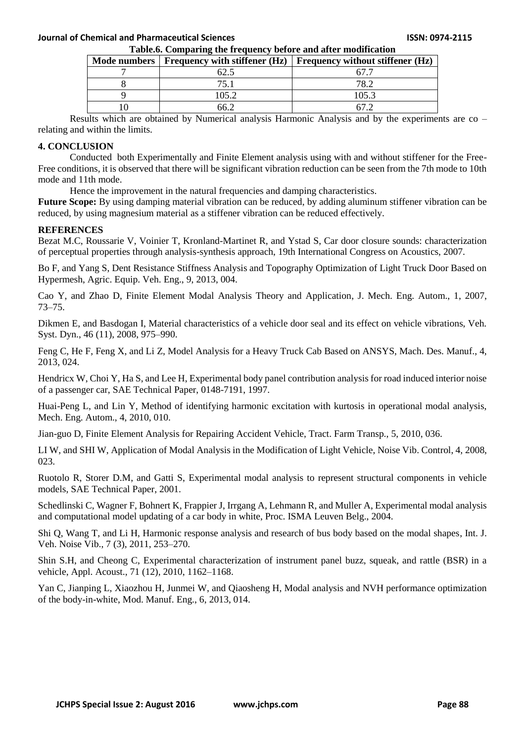**Table.6. Comparing the frequency before and after modification**

| Mode numbers | Frequency with stiffener (Hz) | Frequency without stiffener (Hz) |
|---|---|---|
| 7 | 62.5 | 67.7 |
| 8 | 75.1 | 78.2 |
| 9 | 105.2 | 105.3 |
| 10 | 66.2 | 67.2 |

Results which are obtained by Numerical analysis Harmonic Analysis and by the experiments are co – relating and within the limits.

## 4. CONCLUSION

Conducted both Experimentally and Finite Element analysis using with and without stiffener for the Free-Free conditions, it is observed that there will be significant vibration reduction can be seen from the 7th mode to 10th mode and 11th mode.

Hence the improvement in the natural frequencies and damping characteristics.

**Future Scope:** By using damping material vibration can be reduced, by adding aluminum stiffener vibration can be reduced, by using magnesium material as a stiffener vibration can be reduced effectively.

## REFERENCES

Bezat M.C, Roussarie V, Voinier T, Kronland-Martinet R, and Ystad S, Car door closure sounds: characterization of perceptual properties through analysis-synthesis approach, 19th International Congress on Acoustics, 2007.

Bo F, and Yang S, Dent Resistance Stiffness Analysis and Topography Optimization of Light Truck Door Based on Hypermesh, Agric. Equip. Veh. Eng., 9, 2013, 004.

Cao Y, and Zhao D, Finite Element Modal Analysis Theory and Application, J. Mech. Eng. Autom., 1, 2007, 73–75.

Dikmen E, and Basdogan I, Material characteristics of a vehicle door seal and its effect on vehicle vibrations, Veh. Syst. Dyn., 46 (11), 2008, 975–990.

Feng C, He F, Feng X, and Li Z, Model Analysis for a Heavy Truck Cab Based on ANSYS, Mach. Des. Manuf., 4, 2013, 024.

Hendricx W, Choi Y, Ha S, and Lee H, Experimental body panel contribution analysis for road induced interior noise of a passenger car, SAE Technical Paper, 0148-7191, 1997.

Huai-Peng L, and Lin Y, Method of identifying harmonic excitation with kurtosis in operational modal analysis, Mech. Eng. Autom., 4, 2010, 010.

Jian-guo D, Finite Element Analysis for Repairing Accident Vehicle, Tract. Farm Transp., 5, 2010, 036.

LI W, and SHI W, Application of Modal Analysis in the Modification of Light Vehicle, Noise Vib. Control, 4, 2008, 023.

Ruotolo R, Storer D.M, and Gatti S, Experimental modal analysis to represent structural components in vehicle models, SAE Technical Paper, 2001.

Schedlinski C, Wagner F, Bohnert K, Frappier J, Irrgang A, Lehmann R, and Muller A, Experimental modal analysis and computational model updating of a car body in white, Proc. ISMA Leuven Belg., 2004.

Shi Q, Wang T, and Li H, Harmonic response analysis and research of bus body based on the modal shapes, Int. J. Veh. Noise Vib., 7 (3), 2011, 253–270.

Shin S.H, and Cheong C, Experimental characterization of instrument panel buzz, squeak, and rattle (BSR) in a vehicle, Appl. Acoust., 71 (12), 2010, 1162–1168.

Yan C, Jianping L, Xiaozhou H, Junmei W, and Qiaosheng H, Modal analysis and NVH performance optimization of the body-in-white, Mod. Manuf. Eng., 6, 2013, 014.